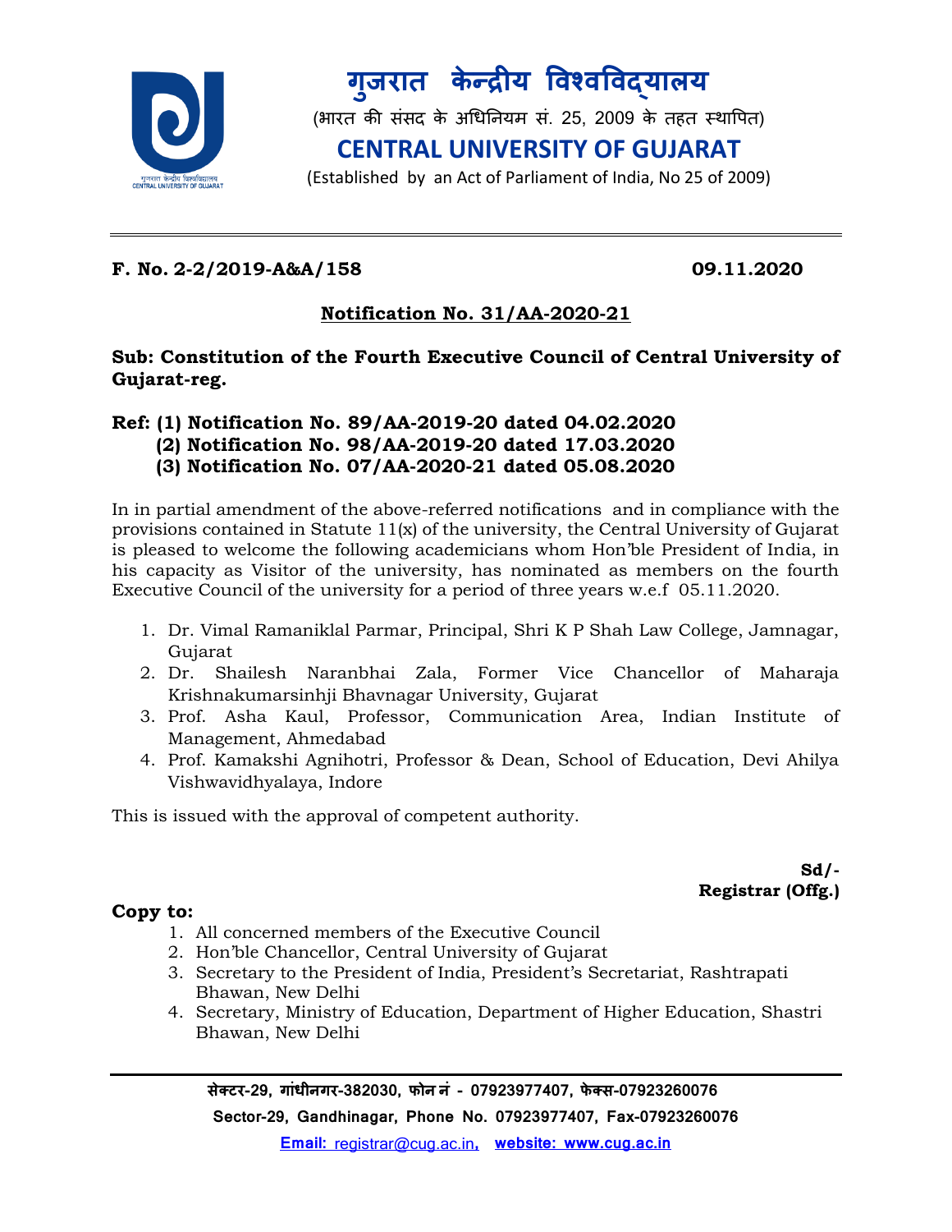# गुजरात केन्द्रीय विश्वविद्यालय

(भारत की संसद के अधिनियम सं. 25, 2009 के तहत स्थापित)

# CENTRAL UNIVERSITY OF GUJARAT

(Established by an Act of Parliament of India, No 25 of 2009)

---

**F. No. 2-2/2019-A&A/158** **09.11.2020**

## Notification No. 31/AA-2020-21

**Sub: Constitution of the Fourth Executive Council of Central University of Gujarat-reg.**

**Ref: (1) Notification No. 89/AA-2019-20 dated 04.02.2020**
**(2) Notification No. 98/AA-2019-20 dated 17.03.2020**
**(3) Notification No. 07/AA-2020-21 dated 05.08.2020**

In in partial amendment of the above-referred notifications and in compliance with the provisions contained in Statute 11(x) of the university, the Central University of Gujarat is pleased to welcome the following academicians whom Hon'ble President of India, in his capacity as Visitor of the university, has nominated as members on the fourth Executive Council of the university for a period of three years w.e.f 05.11.2020.

1. Dr. Vimal Ramaniklal Parmar, Principal, Shri K P Shah Law College, Jamnagar, Gujarat
2. Dr. Shailesh Naranbhai Zala, Former Vice Chancellor of Maharaja Krishnakumarsinhji Bhavnagar University, Gujarat
3. Prof. Asha Kaul, Professor, Communication Area, Indian Institute of Management, Ahmedabad
4. Prof. Kamakshi Agnihotri, Professor & Dean, School of Education, Devi Ahilya Vishwavidhyalaya, Indore

This is issued with the approval of competent authority.

**Sd/-**
**Registrar (Offg.)**

**Copy to:**

1. All concerned members of the Executive Council
2. Hon'ble Chancellor, Central University of Gujarat
3. Secretary to the President of India, President's Secretariat, Rashtrapati Bhawan, New Delhi
4. Secretary, Ministry of Education, Department of Higher Education, Shastri Bhawan, New Delhi

---

**सेक्टर-29, गांधीनगर-382030, फोन नं - 07923977407, फेक्स-07923260076**

**Sector-29, Gandhinagar, Phone No. 07923977407, Fax-07923260076**

**Email:** registrar@cug.ac.in, **website: www.cug.ac.in**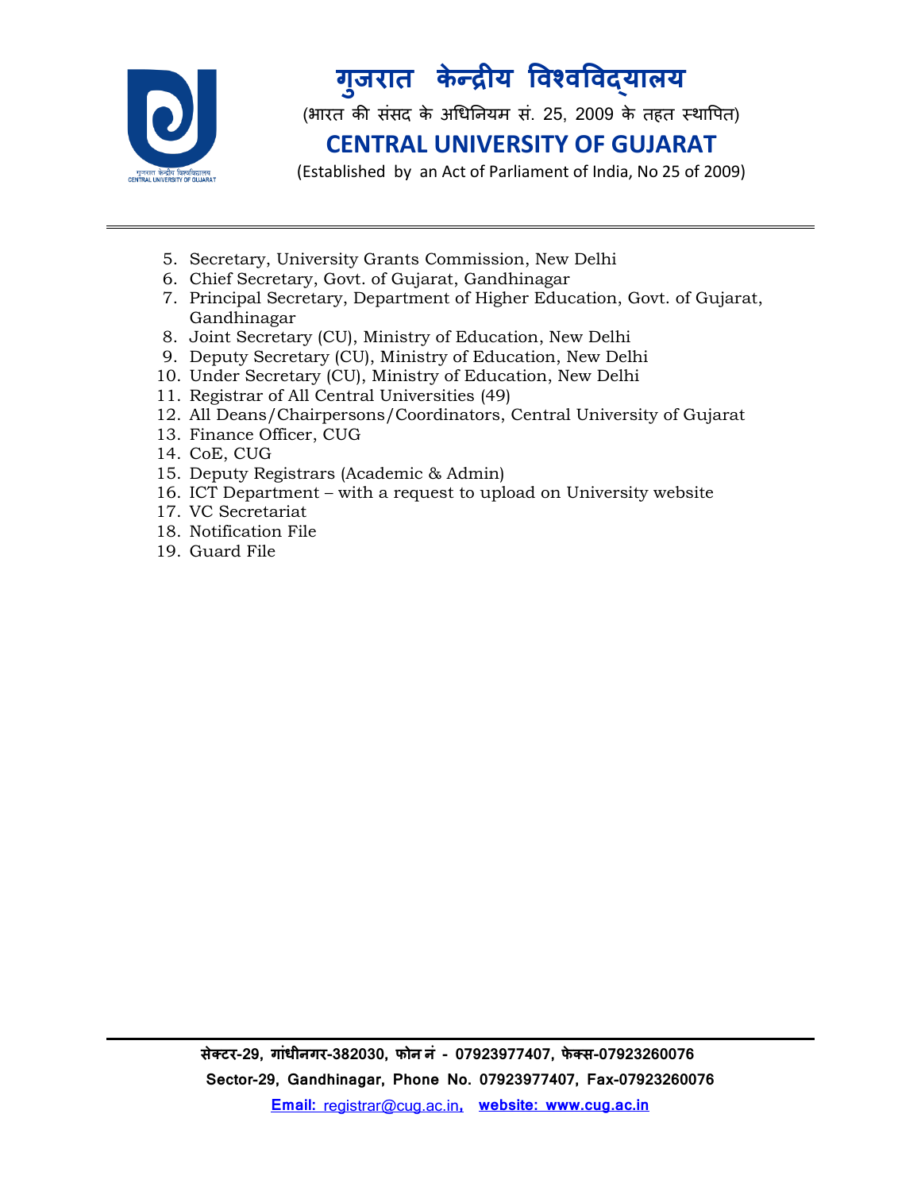5. Secretary, University Grants Commission, New Delhi
6. Chief Secretary, Govt. of Gujarat, Gandhinagar
7. Principal Secretary, Department of Higher Education, Govt. of Gujarat, Gandhinagar
8. Joint Secretary (CU), Ministry of Education, New Delhi
9. Deputy Secretary (CU), Ministry of Education, New Delhi
10. Under Secretary (CU), Ministry of Education, New Delhi
11. Registrar of All Central Universities (49)
12. All Deans/Chairpersons/Coordinators, Central University of Gujarat
13. Finance Officer, CUG
14. CoE, CUG
15. Deputy Registrars (Academic & Admin)
16. ICT Department – with a request to upload on University website
17. VC Secretariat
18. Notification File
19. Guard File